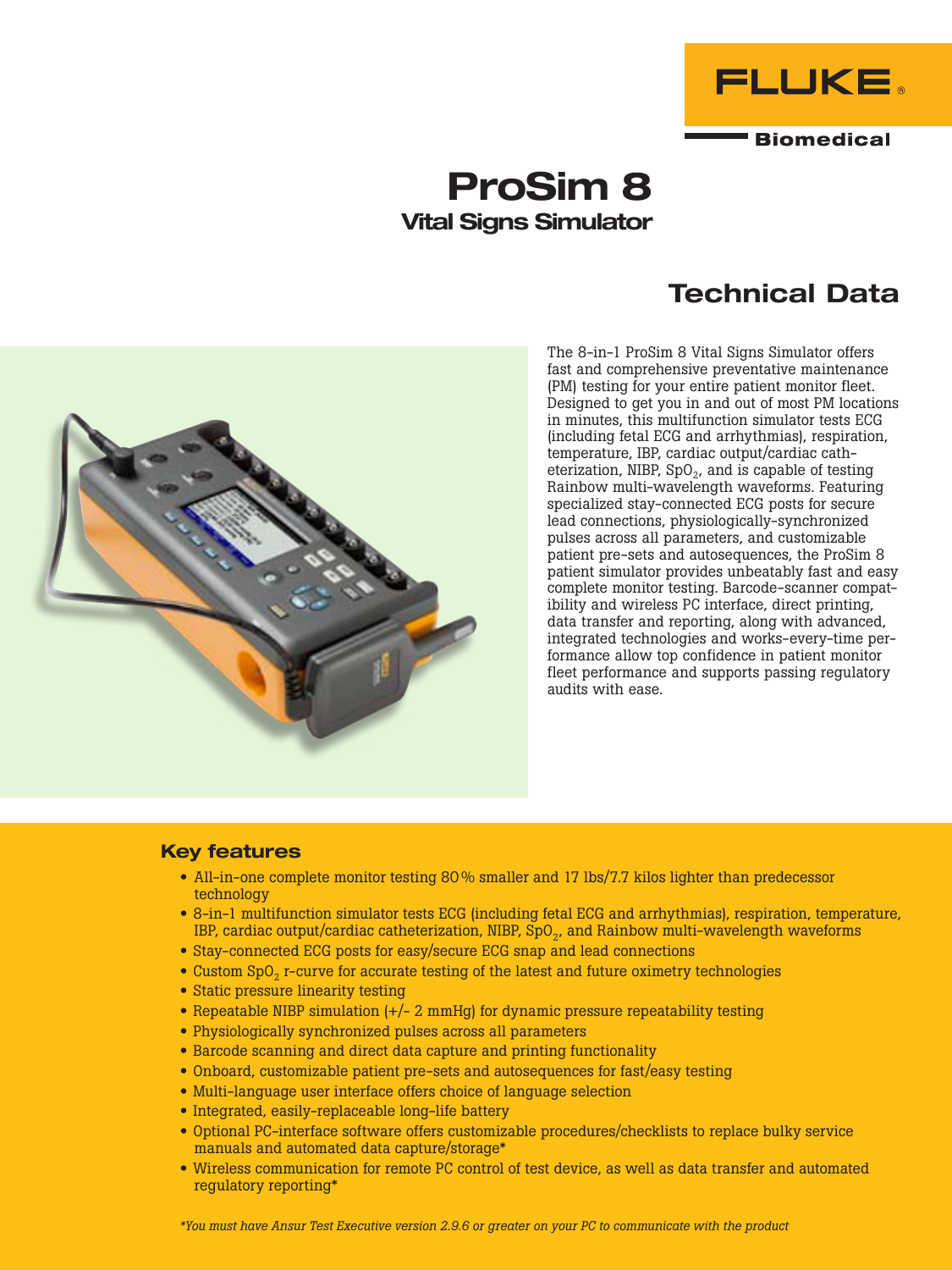FLUKE®

Biomedical

# ProSim 8

## Vital Signs Simulator

## Technical Data

The 8-in-1 ProSim 8 Vital Signs Simulator offers fast and comprehensive preventative maintenance (PM) testing for your entire patient monitor fleet. Designed to get you in and out of most PM locations in minutes, this multifunction simulator tests ECG (including fetal ECG and arrhythmias), respiration, temperature, IBP, cardiac output/cardiac catheterization, NIBP, $SpO_2$, and is capable of testing Rainbow multi-wavelength waveforms. Featuring specialized stay-connected ECG posts for secure lead connections, physiologically-synchronized pulses across all parameters, and customizable patient pre-sets and autosequences, the ProSim 8 patient simulator provides unbeatably fast and easy complete monitor testing. Barcode-scanner compatibility and wireless PC interface, direct printing, data transfer and reporting, along with advanced, integrated technologies and works-every-time performance allow top confidence in patient monitor fleet performance and supports passing regulatory audits with ease.

### Key features

- All-in-one complete monitor testing 80 % smaller and 17 lbs/7.7 kilos lighter than predecessor technology
- 8-in-1 multifunction simulator tests ECG (including fetal ECG and arrhythmias), respiration, temperature, IBP, cardiac output/cardiac catheterization, NIBP, $SpO_2$, and Rainbow multi-wavelength waveforms
- Stay-connected ECG posts for easy/secure ECG snap and lead connections
- Custom $SpO_2$ r-curve for accurate testing of the latest and future oximetry technologies
- Static pressure linearity testing
- Repeatable NIBP simulation (+/- 2 mmHg) for dynamic pressure repeatability testing
- Physiologically synchronized pulses across all parameters
- Barcode scanning and direct data capture and printing functionality
- Onboard, customizable patient pre-sets and autosequences for fast/easy testing
- Multi-language user interface offers choice of language selection
- Integrated, easily-replaceable long-life battery
- Optional PC-interface software offers customizable procedures/checklists to replace bulky service manuals and automated data capture/storage*
- Wireless communication for remote PC control of test device, as well as data transfer and automated regulatory reporting*

*\*You must have Ansur Test Executive version 2.9.6 or greater on your PC to communicate with the product*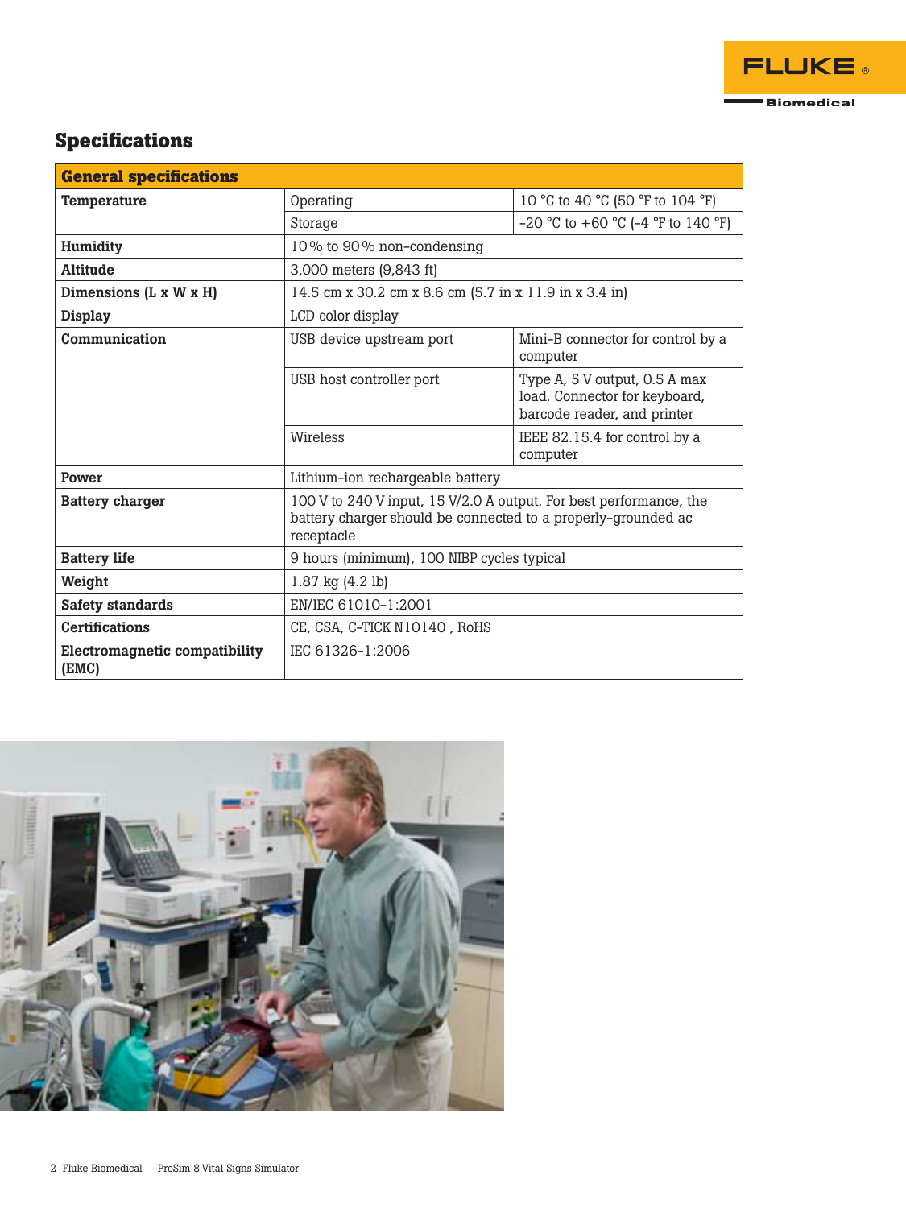## Specifications

| General specifications | | |
|---|---|---|
| **Temperature** | Operating | 10 °C to 40 °C (50 °F to 104 °F) |
| | Storage | -20 °C to +60 °C (-4 °F to 140 °F) |
| **Humidity** | 10 % to 90 % non-condensing | |
| **Altitude** | 3,000 meters (9,843 ft) | |
| **Dimensions (L x W x H)** | 14.5 cm x 30.2 cm x 8.6 cm (5.7 in x 11.9 in x 3.4 in) | |
| **Display** | LCD color display | |
| **Communication** | USB device upstream port | Mini-B connector for control by a computer |
| | USB host controller port | Type A, 5 V output, 0.5 A max load. Connector for keyboard, barcode reader, and printer |
| | Wireless | IEEE 82.15.4 for control by a computer |
| **Power** | Lithium-ion rechargeable battery | |
| **Battery charger** | 100 V to 240 V input, 15 V/2.0 A output. For best performance, the battery charger should be connected to a properly-grounded ac receptacle | |
| **Battery life** | 9 hours (minimum), 100 NIBP cycles typical | |
| **Weight** | 1.87 kg (4.2 lb) | |
| **Safety standards** | EN/IEC 61010-1:2001 | |
| **Certifications** | CE, CSA, C-TICK N10140 , RoHS | |
| **Electromagnetic compatibility (EMC)** | IEC 61326-1:2006 | |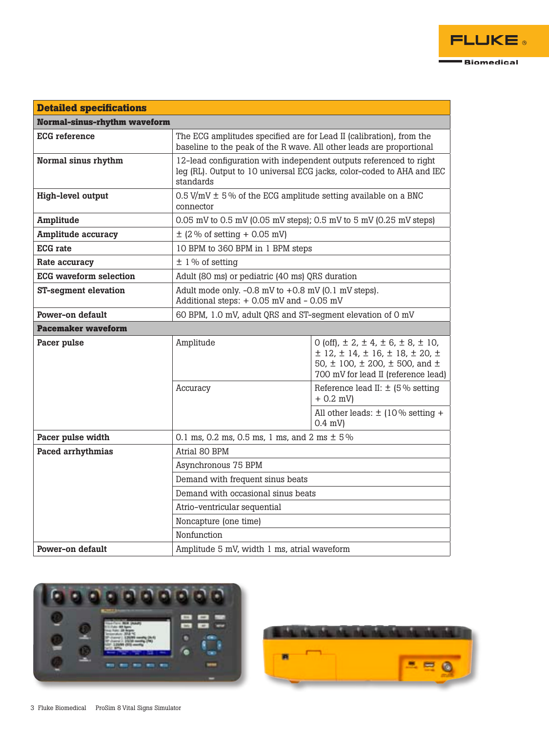| Detailed specifications | | |
|---|---|---|
| **Normal-sinus-rhythm waveform** | | |
| **ECG reference** | The ECG amplitudes specified are for Lead II (calibration), from the baseline to the peak of the R wave. All other leads are proportional | |
| **Normal sinus rhythm** | 12-lead configuration with independent outputs referenced to right leg (RL). Output to 10 universal ECG jacks, color-coded to AHA and IEC standards | |
| **High-level output** | 0.5 V/mV ± 5 % of the ECG amplitude setting available on a BNC connector | |
| **Amplitude** | 0.05 mV to 0.5 mV (0.05 mV steps); 0.5 mV to 5 mV (0.25 mV steps) | |
| **Amplitude accuracy** | ± (2 % of setting + 0.05 mV) | |
| **ECG rate** | 10 BPM to 360 BPM in 1 BPM steps | |
| **Rate accuracy** | ± 1 % of setting | |
| **ECG waveform selection** | Adult (80 ms) or pediatric (40 ms) QRS duration | |
| **ST-segment elevation** | Adult mode only. -0.8 mV to +0.8 mV (0.1 mV steps). Additional steps: + 0.05 mV and - 0.05 mV | |
| **Power-on default** | 60 BPM, 1.0 mV, adult QRS and ST-segment elevation of 0 mV | |
| **Pacemaker waveform** | | |
| **Pacer pulse** | Amplitude | 0 (off), ± 2, ± 4, ± 6, ± 8, ± 10, ± 12, ± 14, ± 16, ± 18, ± 20, ± 50, ± 100, ± 200, ± 500, and ± 700 mV for lead II (reference lead) |
| | Accuracy | Reference lead II: ± (5 % setting + 0.2 mV) |
| | | All other leads: ± (10 % setting + 0.4 mV) |
| **Pacer pulse width** | 0.1 ms, 0.2 ms, 0.5 ms, 1 ms, and 2 ms ± 5 % | |
| **Paced arrhythmias** | Atrial 80 BPM | |
| | Asynchronous 75 BPM | |
| | Demand with frequent sinus beats | |
| | Demand with occasional sinus beats | |
| | Atrio-ventricular sequential | |
| | Noncapture (one time) | |
| | Nonfunction | |
| **Power-on default** | Amplitude 5 mV, width 1 ms, atrial waveform | |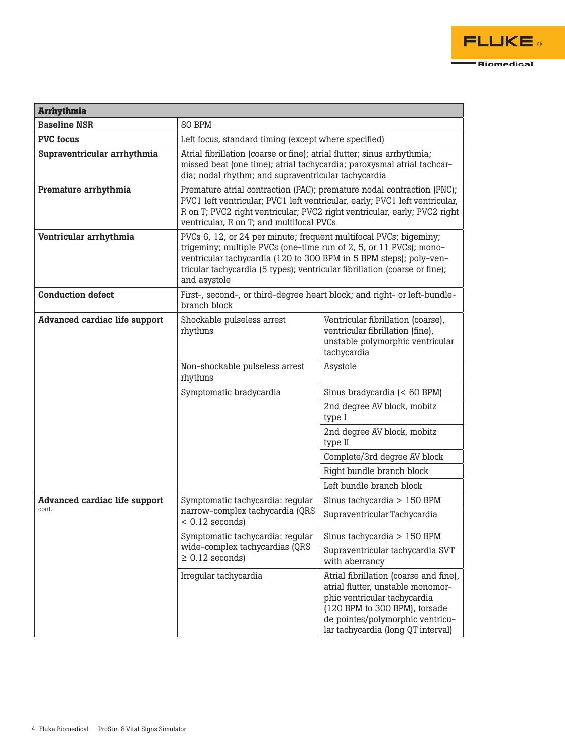| Arrhythmia | | |
|---|---|---|
| **Baseline NSR** | 80 BPM | |
| **PVC focus** | Left focus, standard timing (except where specified) | |
| **Supraventricular arrhythmia** | Atrial fibrillation (coarse or fine); atrial flutter; sinus arrhythmia; missed beat (one time); atrial tachycardia; paroxysmal atrial tachcardia; nodal rhythm; and supraventricular tachycardia | |
| **Premature arrhythmia** | Premature atrial contraction (PAC); premature nodal contraction (PNC); PVC1 left ventricular; PVC1 left ventricular, early; PVC1 left ventricular, R on T; PVC2 right ventricular; PVC2 right ventricular, early; PVC2 right ventricular, R on T; and multifocal PVCs | |
| **Ventricular arrhythmia** | PVCs 6, 12, or 24 per minute; frequent multifocal PVCs; bigeminy; trigeminy; multiple PVCs (one-time run of 2, 5, or 11 PVCs); mono-ventricular tachycardia (120 to 300 BPM in 5 BPM steps); poly-ventricular tachycardia (5 types); ventricular fibrillation (coarse or fine); and asystole | |
| **Conduction defect** | First-, second-, or third-degree heart block; and right- or left-bundle-branch block | |
| **Advanced cardiac life support** | Shockable pulseless arrest rhythms | Ventricular fibrillation (coarse), ventricular fibrillation (fine), unstable polymorphic ventricular tachycardia |
| | Non-shockable pulseless arrest rhythms | Asystole |
| | Symptomatic bradycardia | Sinus bradycardia (< 60 BPM) |
| | | 2nd degree AV block, mobitz type I |
| | | 2nd degree AV block, mobitz type II |
| | | Complete/3rd degree AV block |
| | | Right bundle branch block |
| | | Left bundle branch block |
| **Advanced cardiac life support** cont. | Symptomatic tachycardia: regular narrow-complex tachycardia (QRS < 0.12 seconds) | Sinus tachycardia > 150 BPM |
| | | Supraventricular Tachycardia |
| | Symptomatic tachycardia: regular wide-complex tachycardias (QRS ≥ 0.12 seconds) | Sinus tachycardia > 150 BPM |
| | | Supraventricular tachycardia SVT with aberrancy |
| | Irregular tachycardia | Atrial fibrillation (coarse and fine), atrial flutter, unstable monomorphic ventricular tachycardia (120 BPM to 300 BPM), torsade de pointes/polymorphic ventricular tachycardia (long QT interval) |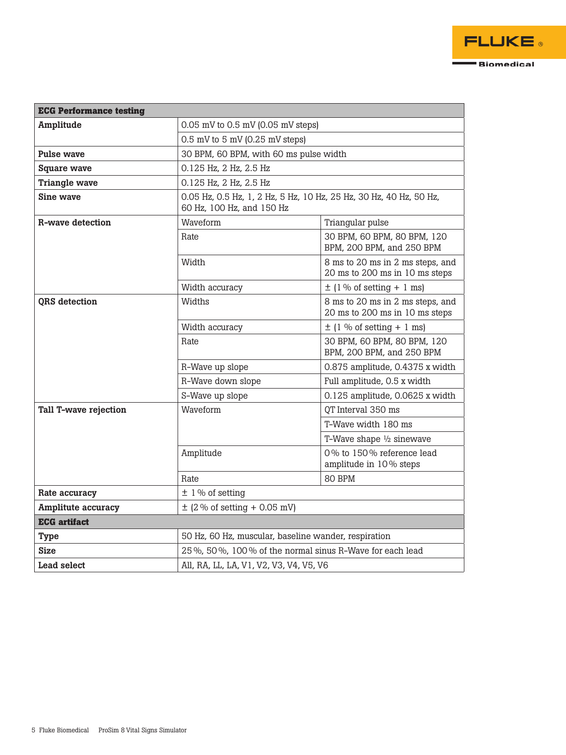| ECG Performance testing | | |
|---|---|---|
| **Amplitude** | 0.05 mV to 0.5 mV (0.05 mV steps) | |
| | 0.5 mV to 5 mV (0.25 mV steps) | |
| **Pulse wave** | 30 BPM, 60 BPM, with 60 ms pulse width | |
| **Square wave** | 0.125 Hz, 2 Hz, 2.5 Hz | |
| **Triangle wave** | 0.125 Hz, 2 Hz, 2.5 Hz | |
| **Sine wave** | 0.05 Hz, 0.5 Hz, 1, 2 Hz, 5 Hz, 10 Hz, 25 Hz, 30 Hz, 40 Hz, 50 Hz, 60 Hz, 100 Hz, and 150 Hz | |
| **R-wave detection** | Waveform | Triangular pulse |
| | Rate | 30 BPM, 60 BPM, 80 BPM, 120 BPM, 200 BPM, and 250 BPM |
| | Width | 8 ms to 20 ms in 2 ms steps, and 20 ms to 200 ms in 10 ms steps |
| | Width accuracy | ± (1 % of setting + 1 ms) |
| **QRS detection** | Widths | 8 ms to 20 ms in 2 ms steps, and 20 ms to 200 ms in 10 ms steps |
| | Width accuracy | ± (1 % of setting + 1 ms) |
| | Rate | 30 BPM, 60 BPM, 80 BPM, 120 BPM, 200 BPM, and 250 BPM |
| | R-Wave up slope | 0.875 amplitude, 0.4375 x width |
| | R-Wave down slope | Full amplitude, 0.5 x width |
| | S-Wave up slope | 0.125 amplitude, 0.0625 x width |
| **Tall T-wave rejection** | Waveform | QT Interval 350 ms |
| | | T-Wave width 180 ms |
| | | T-Wave shape ½ sinewave |
| | Amplitude | 0 % to 150 % reference lead amplitude in 10 % steps |
| | Rate | 80 BPM |
| **Rate accuracy** | ± 1 % of setting | |
| **Amplitute accuracy** | ± (2 % of setting + 0.05 mV) | |
| **ECG artifact** | | |
| **Type** | 50 Hz, 60 Hz, muscular, baseline wander, respiration | |
| **Size** | 25 %, 50 %, 100 % of the normal sinus R-Wave for each lead | |
| **Lead select** | All, RA, LL, LA, V1, V2, V3, V4, V5, V6 | |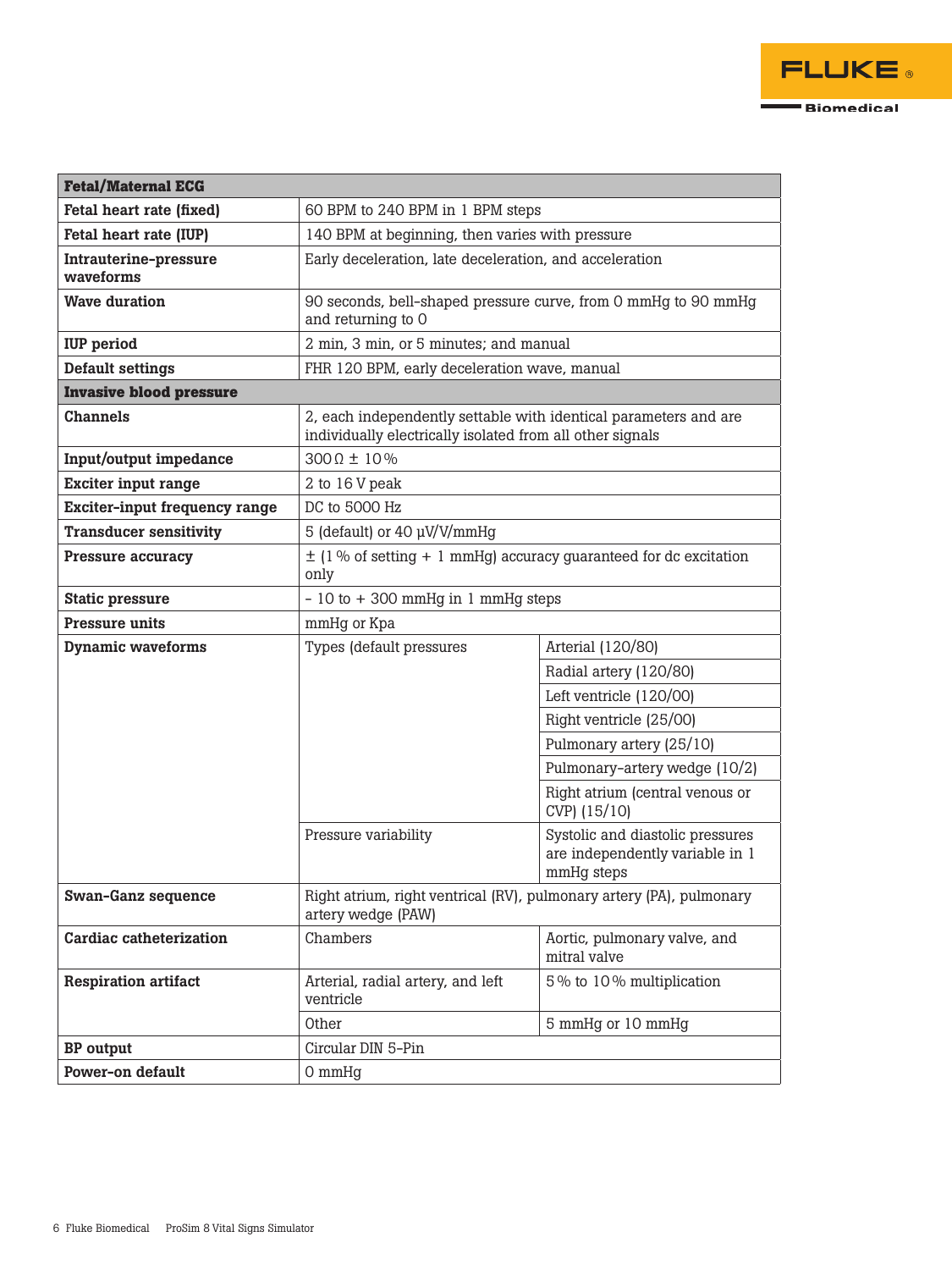| **Fetal/Maternal ECG** | | |
|---|---|---|
| **Fetal heart rate (fixed)** | 60 BPM to 240 BPM in 1 BPM steps | |
| **Fetal heart rate (IUP)** | 140 BPM at beginning, then varies with pressure | |
| **Intrauterine-pressure waveforms** | Early deceleration, late deceleration, and acceleration | |
| **Wave duration** | 90 seconds, bell-shaped pressure curve, from 0 mmHg to 90 mmHg and returning to 0 | |
| **IUP period** | 2 min, 3 min, or 5 minutes; and manual | |
| **Default settings** | FHR 120 BPM, early deceleration wave, manual | |
| **Invasive blood pressure** | | |
| **Channels** | 2, each independently settable with identical parameters and are individually electrically isolated from all other signals | |
| **Input/output impedance** | 300 Ω ± 10 % | |
| **Exciter input range** | 2 to 16 V peak | |
| **Exciter-input frequency range** | DC to 5000 Hz | |
| **Transducer sensitivity** | 5 (default) or 40 µV/V/mmHg | |
| **Pressure accuracy** | ± (1 % of setting + 1 mmHg) accuracy guaranteed for dc excitation only | |
| **Static pressure** | - 10 to + 300 mmHg in 1 mmHg steps | |
| **Pressure units** | mmHg or Kpa | |
| **Dynamic waveforms** | Types (default pressures | Arterial (120/80) |
| | | Radial artery (120/80) |
| | | Left ventricle (120/00) |
| | | Right ventricle (25/00) |
| | | Pulmonary artery (25/10) |
| | | Pulmonary-artery wedge (10/2) |
| | | Right atrium (central venous or CVP) (15/10) |
| | Pressure variability | Systolic and diastolic pressures are independently variable in 1 mmHg steps |
| **Swan-Ganz sequence** | Right atrium, right ventrical (RV), pulmonary artery (PA), pulmonary artery wedge (PAW) | |
| **Cardiac catheterization** | Chambers | Aortic, pulmonary valve, and mitral valve |
| **Respiration artifact** | Arterial, radial artery, and left ventricle | 5 % to 10 % multiplication |
| | Other | 5 mmHg or 10 mmHg |
| **BP output** | Circular DIN 5-Pin | |
| **Power-on default** | 0 mmHg | |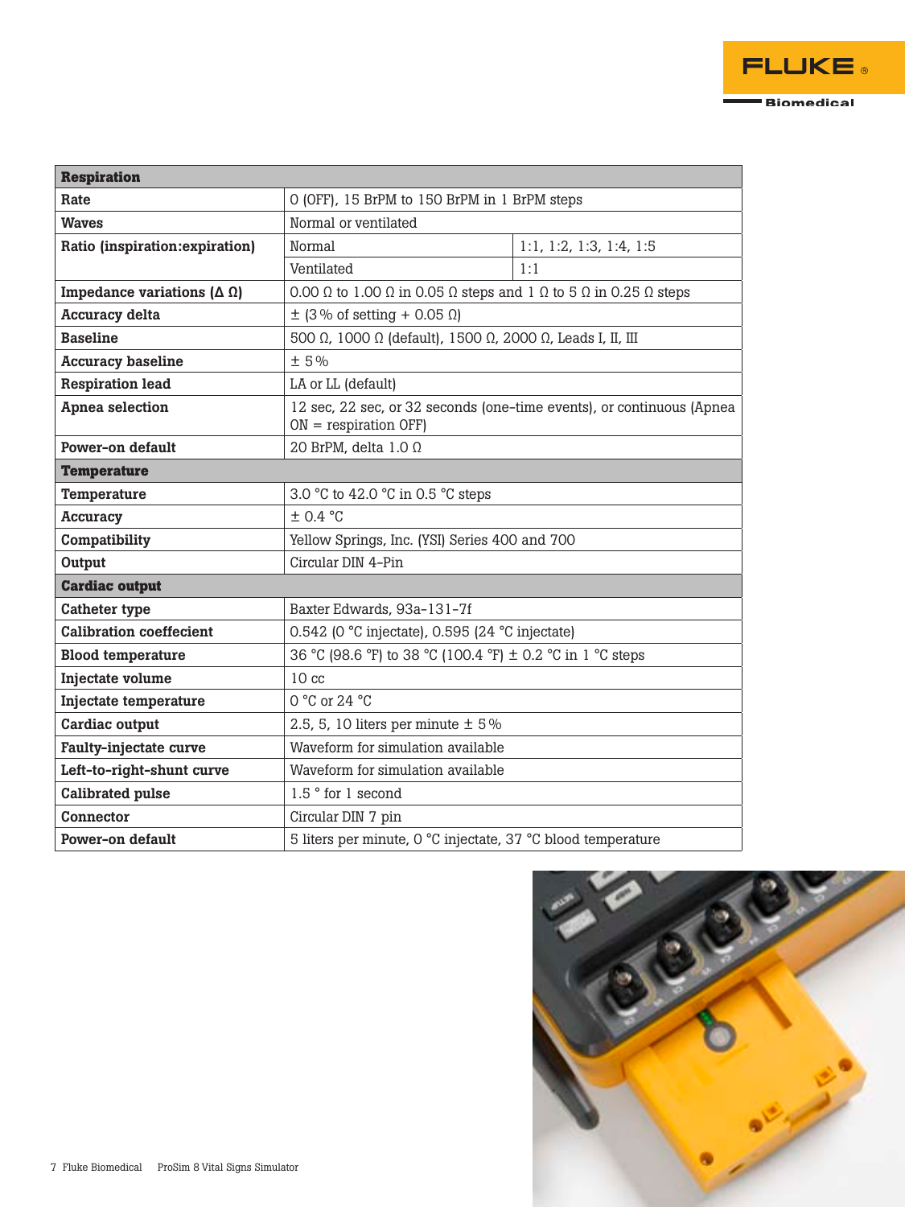| Respiration | | |
|---|---|---|
| **Rate** | 0 (OFF), 15 BrPM to 150 BrPM in 1 BrPM steps | |
| **Waves** | Normal or ventilated | |
| **Ratio (inspiration:expiration)** | Normal | 1:1, 1:2, 1:3, 1:4, 1:5 |
| | Ventilated | 1:1 |
| **Impedance variations (Δ Ω)** | 0.00 Ω to 1.00 Ω in 0.05 Ω steps and 1 Ω to 5 Ω in 0.25 Ω steps | |
| **Accuracy delta** | ± (3 % of setting + 0.05 Ω) | |
| **Baseline** | 500 Ω, 1000 Ω (default), 1500 Ω, 2000 Ω, Leads I, II, III | |
| **Accuracy baseline** | ± 5 % | |
| **Respiration lead** | LA or LL (default) | |
| **Apnea selection** | 12 sec, 22 sec, or 32 seconds (one-time events), or continuous (Apnea ON = respiration OFF) | |
| **Power-on default** | 20 BrPM, delta 1.0 Ω | |
| **Temperature** | | |
| **Temperature** | 3.0 °C to 42.0 °C in 0.5 °C steps | |
| **Accuracy** | ± 0.4 °C | |
| **Compatibility** | Yellow Springs, Inc. (YSI) Series 400 and 700 | |
| **Output** | Circular DIN 4-Pin | |
| **Cardiac output** | | |
| **Catheter type** | Baxter Edwards, 93a-131-7f | |
| **Calibration coeffecient** | 0.542 (0 °C injectate), 0.595 (24 °C injectate) | |
| **Blood temperature** | 36 °C (98.6 °F) to 38 °C (100.4 °F) ± 0.2 °C in 1 °C steps | |
| **Injectate volume** | 10 cc | |
| **Injectate temperature** | 0 °C or 24 °C | |
| **Cardiac output** | 2.5, 5, 10 liters per minute ± 5 % | |
| **Faulty-injectate curve** | Waveform for simulation available | |
| **Left-to-right-shunt curve** | Waveform for simulation available | |
| **Calibrated pulse** | 1.5 ° for 1 second | |
| **Connector** | Circular DIN 7 pin | |
| **Power-on default** | 5 liters per minute, 0 °C injectate, 37 °C blood temperature | |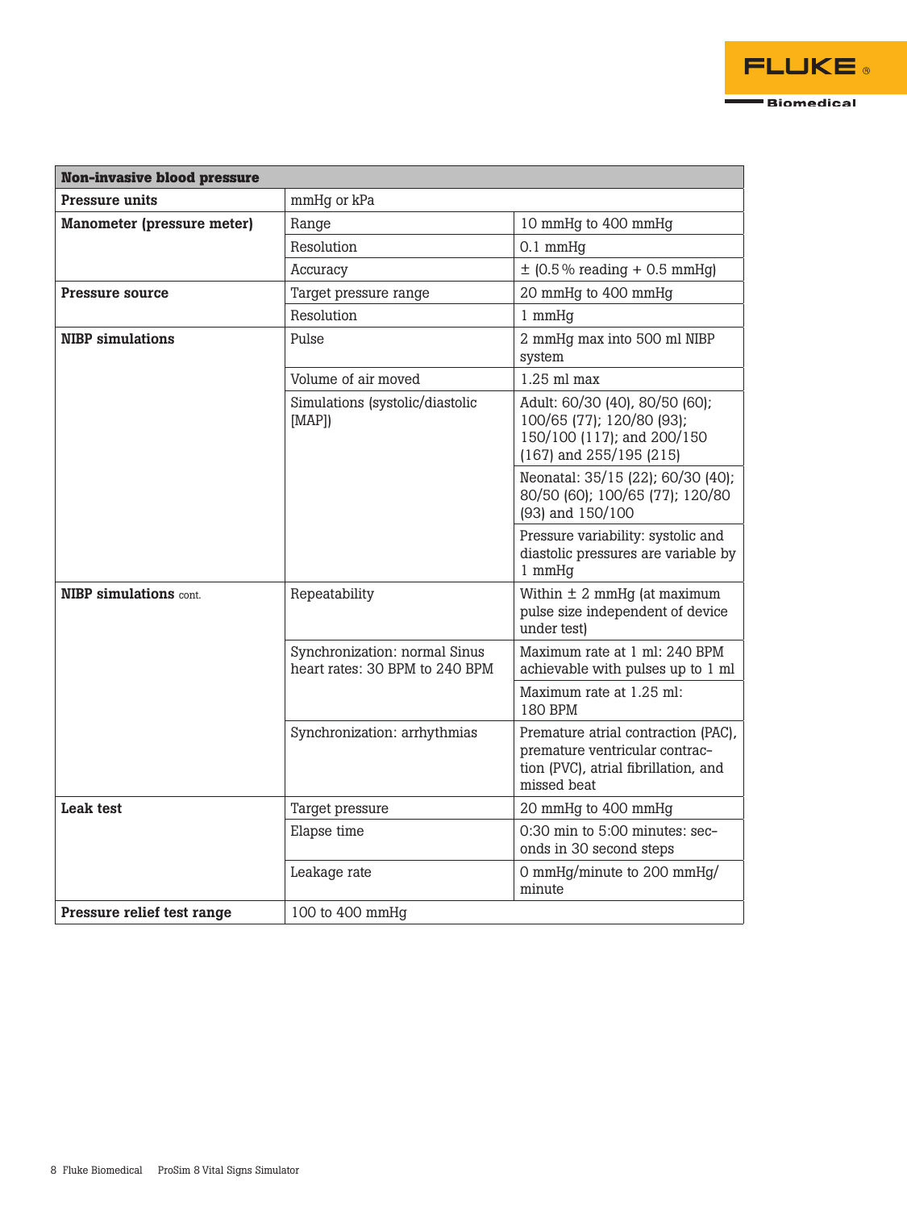| Non-invasive blood pressure | | |
|---|---|---|
| **Pressure units** | mmHg or kPa | |
| **Manometer (pressure meter)** | Range | 10 mmHg to 400 mmHg |
| | Resolution | 0.1 mmHg |
| | Accuracy | ± (0.5 % reading + 0.5 mmHg) |
| **Pressure source** | Target pressure range | 20 mmHg to 400 mmHg |
| | Resolution | 1 mmHg |
| **NIBP simulations** | Pulse | 2 mmHg max into 500 ml NIBP system |
| | Volume of air moved | 1.25 ml max |
| | Simulations (systolic/diastolic [MAP]) | Adult: 60/30 (40), 80/50 (60); 100/65 (77); 120/80 (93); 150/100 (117); and 200/150 (167) and 255/195 (215) |
| | | Neonatal: 35/15 (22); 60/30 (40); 80/50 (60); 100/65 (77); 120/80 (93) and 150/100 |
| | | Pressure variability: systolic and diastolic pressures are variable by 1 mmHg |
| **NIBP simulations** cont. | Repeatability | Within ± 2 mmHg (at maximum pulse size independent of device under test) |
| | Synchronization: normal Sinus heart rates: 30 BPM to 240 BPM | Maximum rate at 1 ml: 240 BPM achievable with pulses up to 1 ml |
| | | Maximum rate at 1.25 ml: 180 BPM |
| | Synchronization: arrhythmias | Premature atrial contraction (PAC), premature ventricular contraction (PVC), atrial fibrillation, and missed beat |
| **Leak test** | Target pressure | 20 mmHg to 400 mmHg |
| | Elapse time | 0:30 min to 5:00 minutes: seconds in 30 second steps |
| | Leakage rate | 0 mmHg/minute to 200 mmHg/minute |
| **Pressure relief test range** | 100 to 400 mmHg | |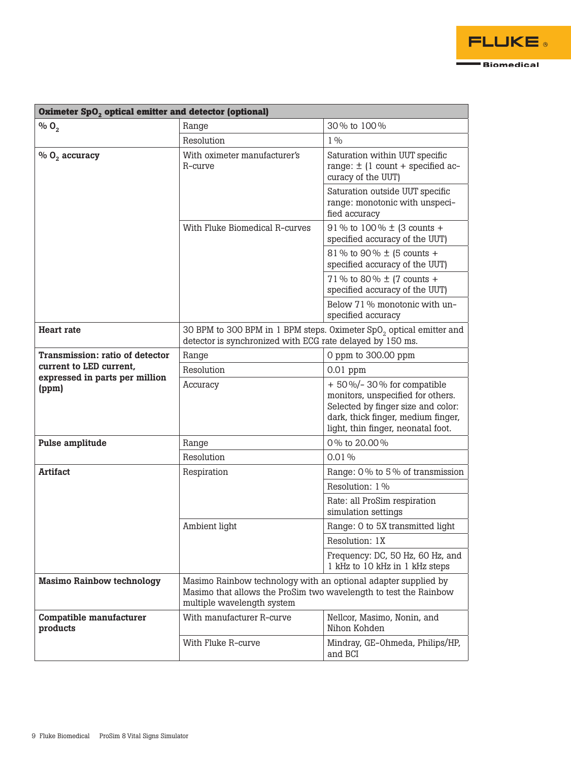| Oximeter $SpO_2$ optical emitter and detector (optional) | | |
|---|---|---|
| **% $O_2$** | Range | 30 % to 100 % |
| | Resolution | 1 % |
| **% $O_2$ accuracy** | With oximeter manufacturer's R-curve | Saturation within UUT specific range: ± (1 count + specified accuracy of the UUT) |
| | | Saturation outside UUT specific range: monotonic with unspecified accuracy |
| | With Fluke Biomedical R-curves | 91 % to 100 % ± (3 counts + specified accuracy of the UUT) |
| | | 81 % to 90 % ± (5 counts + specified accuracy of the UUT) |
| | | 71 % to 80 % ± (7 counts + specified accuracy of the UUT) |
| | | Below 71 % monotonic with unspecified accuracy |
| **Heart rate** | 30 BPM to 300 BPM in 1 BPM steps. Oximeter $SpO_2$ optical emitter and detector is synchronized with ECG rate delayed by 150 ms. | |
| **Transmission: ratio of detector current to LED current, expressed in parts per million (ppm)** | Range | 0 ppm to 300.00 ppm |
| | Resolution | 0.01 ppm |
| | Accuracy | + 50 %/- 30 % for compatible monitors, unspecified for others. Selected by finger size and color: dark, thick finger, medium finger, light, thin finger, neonatal foot. |
| **Pulse amplitude** | Range | 0 % to 20.00 % |
| | Resolution | 0.01 % |
| **Artifact** | Respiration | Range: 0 % to 5 % of transmission |
| | | Resolution: 1 % |
| | | Rate: all ProSim respiration simulation settings |
| | Ambient light | Range: 0 to 5X transmitted light |
| | | Resolution: 1X |
| | | Frequency: DC, 50 Hz, 60 Hz, and 1 kHz to 10 kHz in 1 kHz steps |
| **Masimo Rainbow technology** | Masimo Rainbow technology with an optional adapter supplied by Masimo that allows the ProSim two wavelength to test the Rainbow multiple wavelength system | |
| **Compatible manufacturer products** | With manufacturer R-curve | Nellcor, Masimo, Nonin, and Nihon Kohden |
| | With Fluke R-curve | Mindray, GE-Ohmeda, Philips/HP, and BCI |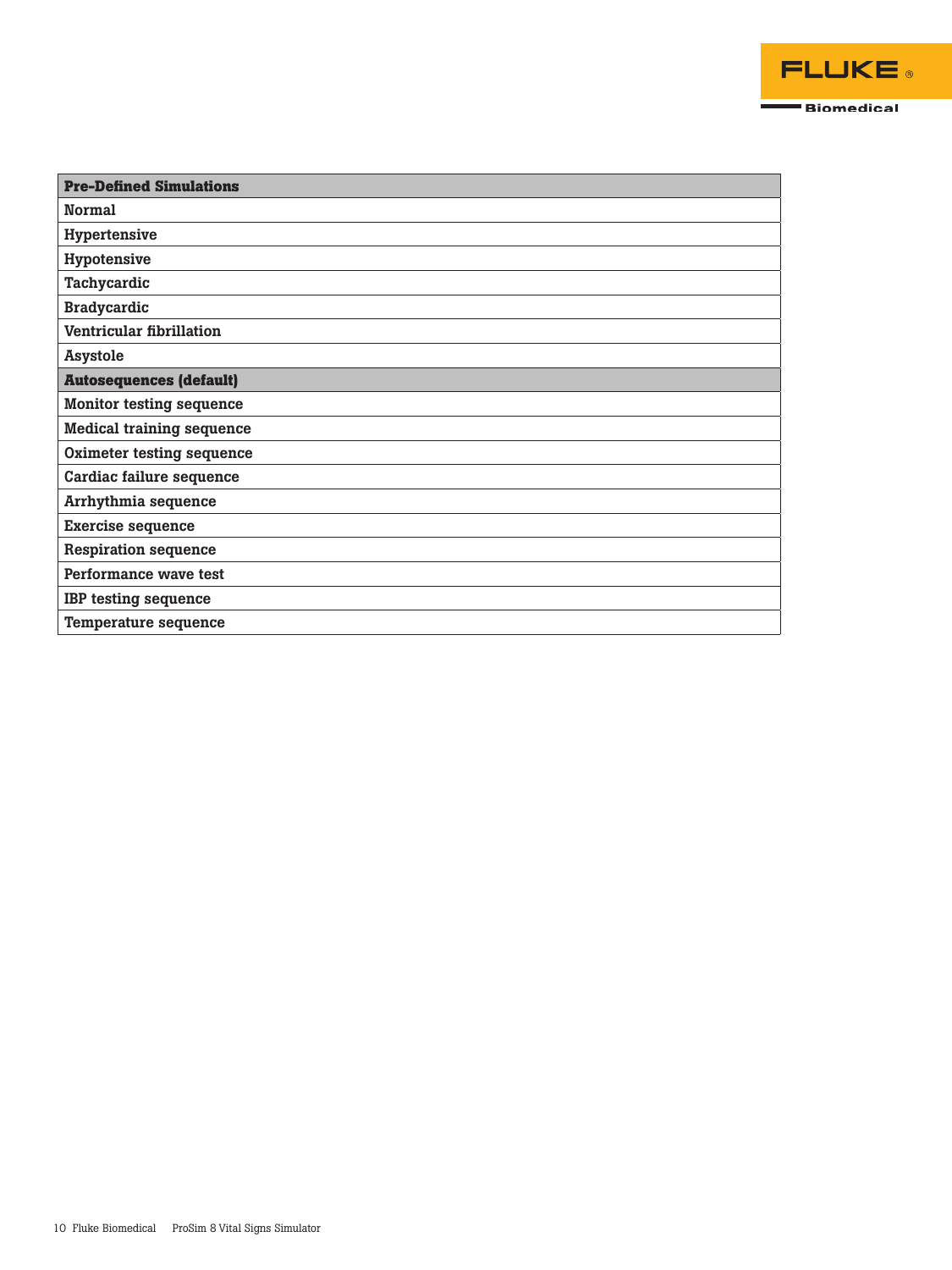| Pre-Defined Simulations |
|---|
| Normal |
| Hypertensive |
| Hypotensive |
| Tachycardic |
| Bradycardic |
| Ventricular fibrillation |
| Asystole |
| **Autosequences (default)** |
| Monitor testing sequence |
| Medical training sequence |
| Oximeter testing sequence |
| Cardiac failure sequence |
| Arrhythmia sequence |
| Exercise sequence |
| Respiration sequence |
| Performance wave test |
| IBP testing sequence |
| Temperature sequence |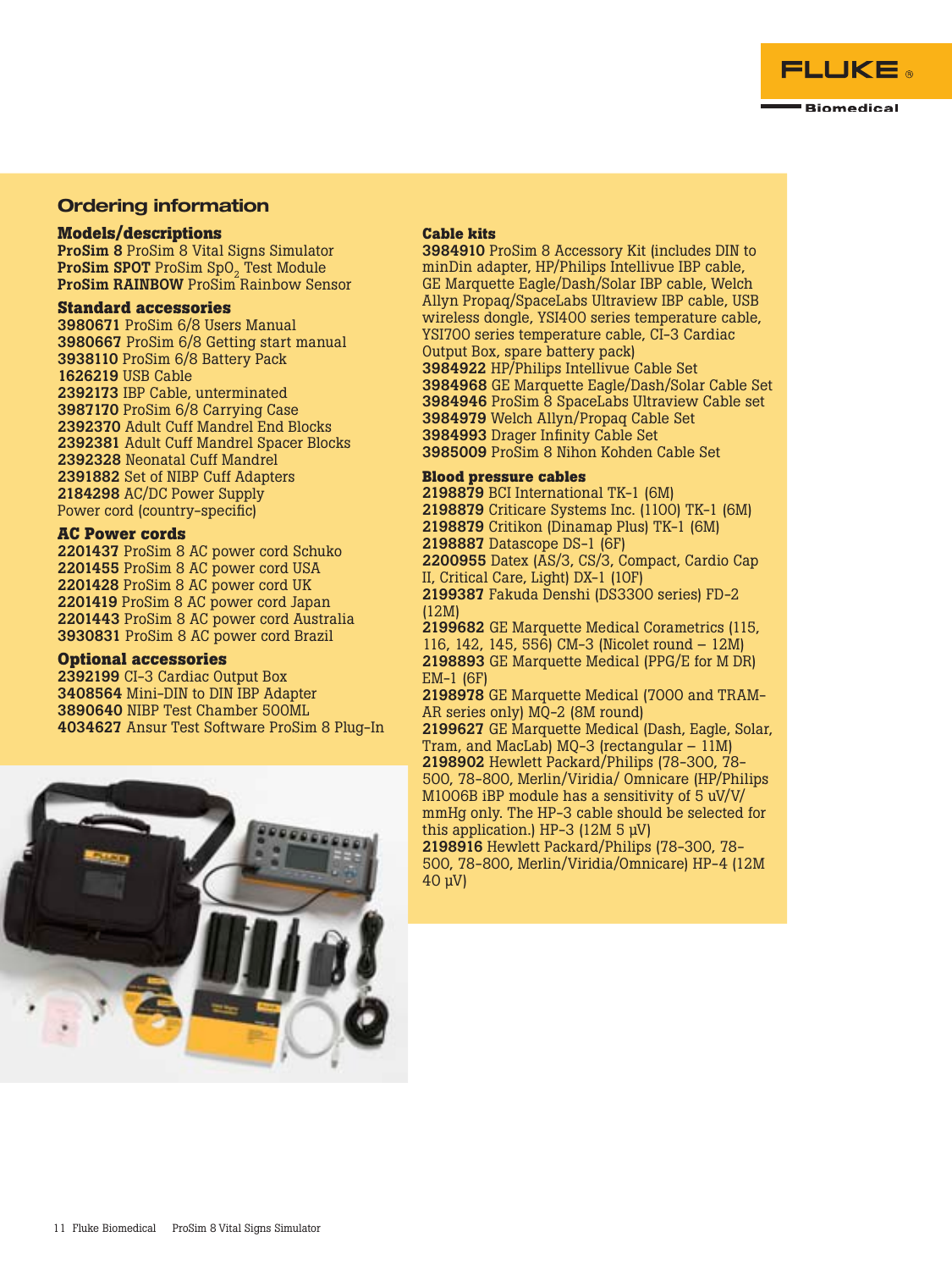## Ordering information

### Models/descriptions

**ProSim 8** ProSim 8 Vital Signs Simulator
**ProSim SPOT** ProSim $SpO_2$ Test Module
**ProSim RAINBOW** ProSim Rainbow Sensor

### Standard accessories

**3980671** ProSim 6/8 Users Manual
**3980667** ProSim 6/8 Getting start manual
**3938110** ProSim 6/8 Battery Pack
**1626219** USB Cable
**2392173** IBP Cable, unterminated
**3987170** ProSim 6/8 Carrying Case
**2392370** Adult Cuff Mandrel End Blocks
**2392381** Adult Cuff Mandrel Spacer Blocks
**2392328** Neonatal Cuff Mandrel
**2391882** Set of NIBP Cuff Adapters
**2184298** AC/DC Power Supply
Power cord (country-specific)

### AC Power cords

**2201437** ProSim 8 AC power cord Schuko
**2201455** ProSim 8 AC power cord USA
**2201428** ProSim 8 AC power cord UK
**2201419** ProSim 8 AC power cord Japan
**2201443** ProSim 8 AC power cord Australia
**3930831** ProSim 8 AC power cord Brazil

### Optional accessories

**2392199** CI-3 Cardiac Output Box
**3408564** Mini-DIN to DIN IBP Adapter
**3890640** NIBP Test Chamber 500ML
**4034627** Ansur Test Software ProSim 8 Plug-In

### Cable kits

**3984910** ProSim 8 Accessory Kit (includes DIN to minDin adapter, HP/Philips Intellivue IBP cable, GE Marquette Eagle/Dash/Solar IBP cable, Welch Allyn Propaq/SpaceLabs Ultraview IBP cable, USB wireless dongle, YSI400 series temperature cable, YSI700 series temperature cable, CI-3 Cardiac Output Box, spare battery pack)
**3984922** HP/Philips Intellivue Cable Set
**3984968** GE Marquette Eagle/Dash/Solar Cable Set
**3984946** ProSim 8 SpaceLabs Ultraview Cable set
**3984979** Welch Allyn/Propaq Cable Set
**3984993** Drager Infinity Cable Set
**3985009** ProSim 8 Nihon Kohden Cable Set

### Blood pressure cables

**2198879** BCI International TK-1 (6M)
**2198879** Criticare Systems Inc. (1100) TK-1 (6M)
**2198879** Critikon (Dinamap Plus) TK-1 (6M)
**2198887** Datascope DS-1 (6F)
**2200955** Datex (AS/3, CS/3, Compact, Cardio Cap II, Critical Care, Light) DX-1 (10F)
**2199387** Fakuda Denshi (DS3300 series) FD-2 (12M)
**2199682** GE Marquette Medical Corametrics (115, 116, 142, 145, 556) CM-3 (Nicolet round – 12M)
**2198893** GE Marquette Medical (PPG/E for M DR) EM-1 (6F)
**2198978** GE Marquette Medical (7000 and TRAM-AR series only) MQ-2 (8M round)
**2199627** GE Marquette Medical (Dash, Eagle, Solar, Tram, and MacLab) MQ-3 (rectangular – 11M)
**2198902** Hewlett Packard/Philips (78-300, 78-500, 78-800, Merlin/Viridia/ Omnicare (HP/Philips M1006B iBP module has a sensitivity of 5 uV/V/mmHg only. The HP-3 cable should be selected for this application.) HP-3 (12M 5 µV)
**2198916** Hewlett Packard/Philips (78-300, 78-500, 78-800, Merlin/Viridia/Omnicare) HP-4 (12M 40 µV)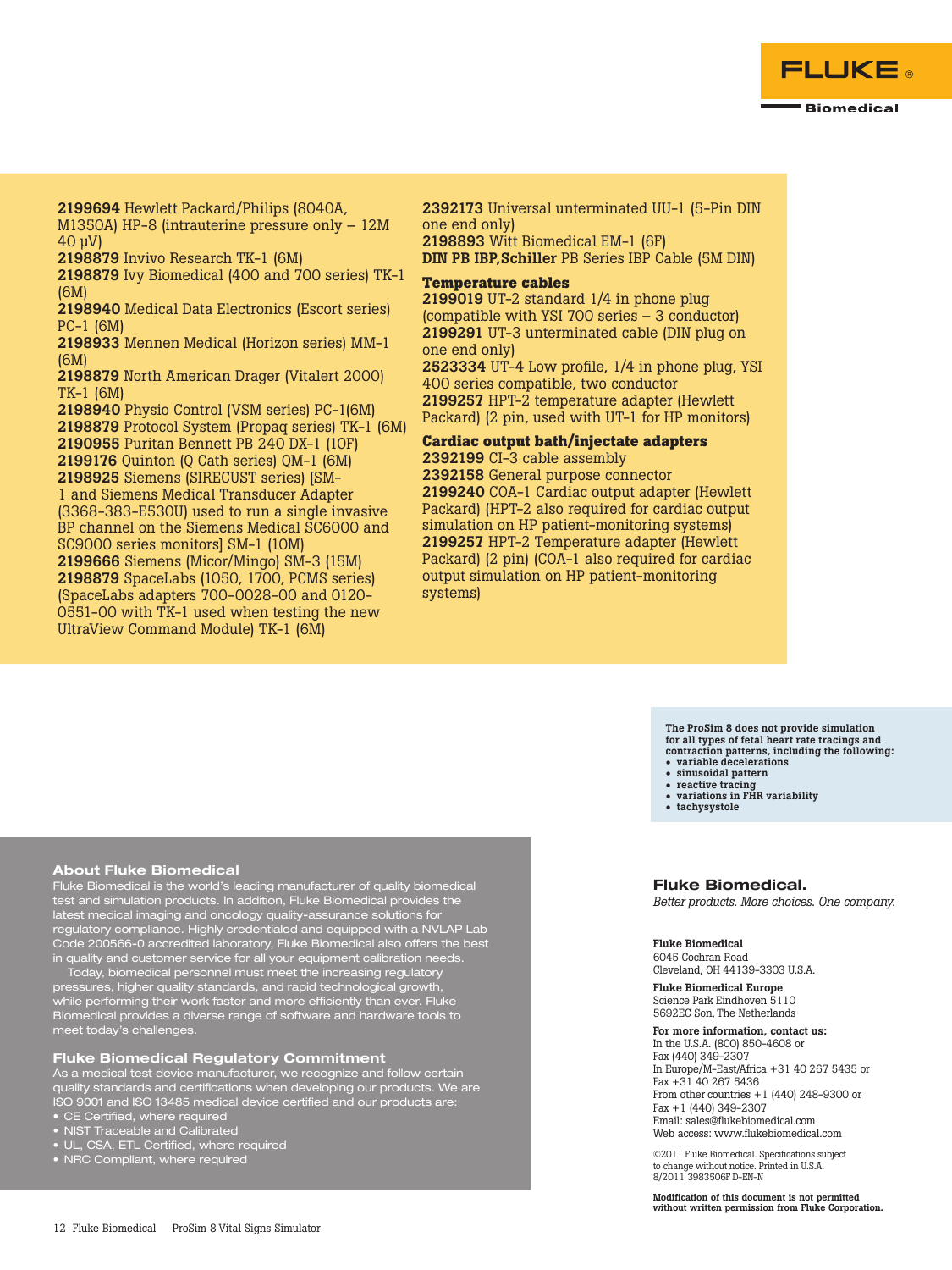**2199694** Hewlett Packard/Philips (8040A, M1350A) HP-8 (intrauterine pressure only – 12M 40 µV)
**2198879** Invivo Research TK-1 (6M)
**2198879** Ivy Biomedical (400 and 700 series) TK-1 (6M)
**2198940** Medical Data Electronics (Escort series) PC-1 (6M)
**2198933** Mennen Medical (Horizon series) MM-1 (6M)
**2198879** North American Drager (Vitalert 2000) TK-1 (6M)
**2198940** Physio Control (VSM series) PC-1(6M)
**2198879** Protocol System (Propaq series) TK-1 (6M)
**2190955** Puritan Bennett PB 240 DX-1 (10F)
**2199176** Quinton (Q Cath series) QM-1 (6M)
**2198925** Siemens (SIRECUST series) [SM-1 and Siemens Medical Transducer Adapter (3368-383-E530U) used to run a single invasive BP channel on the Siemens Medical SC6000 and SC9000 series monitors] SM-1 (10M)
**2199666** Siemens (Micor/Mingo) SM-3 (15M)
**2198879** SpaceLabs (1050, 1700, PCMS series) (SpaceLabs adapters 700-0028-00 and 0120-0551-00 with TK-1 used when testing the new UltraView Command Module) TK-1 (6M)
**2392173** Universal unterminated UU-1 (5-Pin DIN one end only)
**2198893** Witt Biomedical EM-1 (6F)
**DIN PB IBP,Schiller** PB Series IBP Cable (5M DIN)

**Temperature cables**

**2199019** UT-2 standard 1/4 in phone plug (compatible with YSI 700 series – 3 conductor)
**2199291** UT-3 unterminated cable (DIN plug on one end only)
**2523334** UT-4 Low profile, 1/4 in phone plug, YSI 400 series compatible, two conductor
**2199257** HPT-2 temperature adapter (Hewlett Packard) (2 pin, used with UT-1 for HP monitors)

**Cardiac output bath/injectate adapters**

**2392199** CI-3 cable assembly
**2392158** General purpose connector
**2199240** COA-1 Cardiac output adapter (Hewlett Packard) (HPT-2 also required for cardiac output simulation on HP patient-monitoring systems)
**2199257** HPT-2 Temperature adapter (Hewlett Packard) (2 pin) (COA-1 also required for cardiac output simulation on HP patient-monitoring systems)

**The ProSim 8 does not provide simulation for all types of fetal heart rate tracings and contraction patterns, including the following:**

- **variable decelerations**
- **sinusoidal pattern**
- **reactive tracing**
- **variations in FHR variability**
- **tachysystole**

## About Fluke Biomedical

Fluke Biomedical is the world's leading manufacturer of quality biomedical test and simulation products. In addition, Fluke Biomedical provides the latest medical imaging and oncology quality-assurance solutions for regulatory compliance. Highly credentialed and equipped with a NVLAP Lab Code 200566-0 accredited laboratory, Fluke Biomedical also offers the best in quality and customer service for all your equipment calibration needs.

Today, biomedical personnel must meet the increasing regulatory pressures, higher quality standards, and rapid technological growth, while performing their work faster and more efficiently than ever. Fluke Biomedical provides a diverse range of software and hardware tools to meet today's challenges.

## Fluke Biomedical Regulatory Commitment

As a medical test device manufacturer, we recognize and follow certain quality standards and certifications when developing our products. We are ISO 9001 and ISO 13485 medical device certified and our products are:

- CE Certified, where required
- NIST Traceable and Calibrated
- UL, CSA, ETL Certified, where required
- NRC Compliant, where required

**Fluke Biomedical.**

*Better products. More choices. One company.*

**Fluke Biomedical**
6045 Cochran Road
Cleveland, OH 44139-3303 U.S.A.

**Fluke Biomedical Europe**
Science Park Eindhoven 5110
5692EC Son, The Netherlands

**For more information, contact us:**
In the U.S.A. (800) 850-4608 or
Fax (440) 349-2307
In Europe/M-East/Africa +31 40 267 5435 or
Fax +31 40 267 5436
From other countries +1 (440) 248-9300 or
Fax +1 (440) 349-2307
Email: sales@flukebiomedical.com
Web access: www.flukebiomedical.com

©2011 Fluke Biomedical. Specifications subject to change without notice. Printed in U.S.A.
8/2011 3983506F D-EN-N

**Modification of this document is not permitted without written permission from Fluke Corporation.**